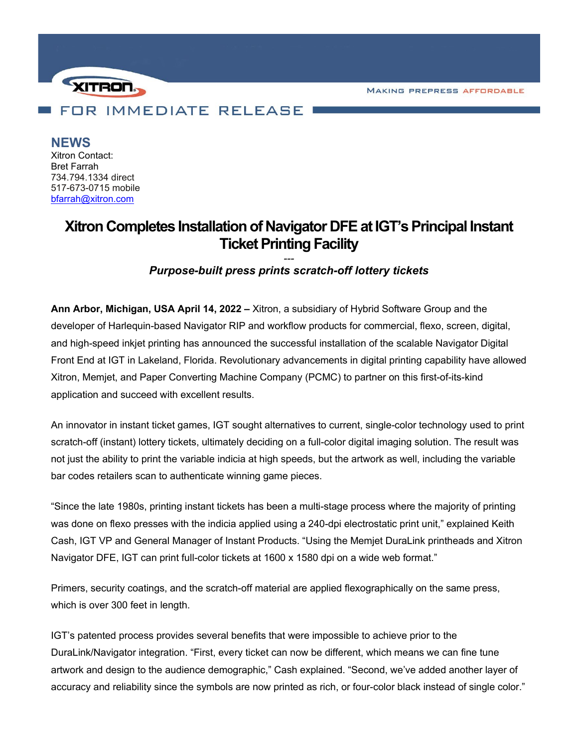XITRON

MAKING PREPRESS AFFORDABLE

FOR IMMEDIATE RELEASE

## NEWS

Xitron Contact:
Bret Farrah
734.794.1334 direct
517-673-0715 mobile
bfarrah@xitron.com

# Xitron Completes Installation of Navigator DFE at IGT's Principal Instant Ticket Printing Facility

---

***Purpose-built press prints scratch-off lottery tickets***

**Ann Arbor, Michigan, USA April 14, 2022 –** Xitron, a subsidiary of Hybrid Software Group and the developer of Harlequin-based Navigator RIP and workflow products for commercial, flexo, screen, digital, and high-speed inkjet printing has announced the successful installation of the scalable Navigator Digital Front End at IGT in Lakeland, Florida. Revolutionary advancements in digital printing capability have allowed Xitron, Memjet, and Paper Converting Machine Company (PCMC) to partner on this first-of-its-kind application and succeed with excellent results.

An innovator in instant ticket games, IGT sought alternatives to current, single-color technology used to print scratch-off (instant) lottery tickets, ultimately deciding on a full-color digital imaging solution. The result was not just the ability to print the variable indicia at high speeds, but the artwork as well, including the variable bar codes retailers scan to authenticate winning game pieces.

"Since the late 1980s, printing instant tickets has been a multi-stage process where the majority of printing was done on flexo presses with the indicia applied using a 240-dpi electrostatic print unit," explained Keith Cash, IGT VP and General Manager of Instant Products. "Using the Memjet DuraLink printheads and Xitron Navigator DFE, IGT can print full-color tickets at 1600 x 1580 dpi on a wide web format."

Primers, security coatings, and the scratch-off material are applied flexographically on the same press, which is over 300 feet in length.

IGT's patented process provides several benefits that were impossible to achieve prior to the DuraLink/Navigator integration. "First, every ticket can now be different, which means we can fine tune artwork and design to the audience demographic," Cash explained. "Second, we've added another layer of accuracy and reliability since the symbols are now printed as rich, or four-color black instead of single color."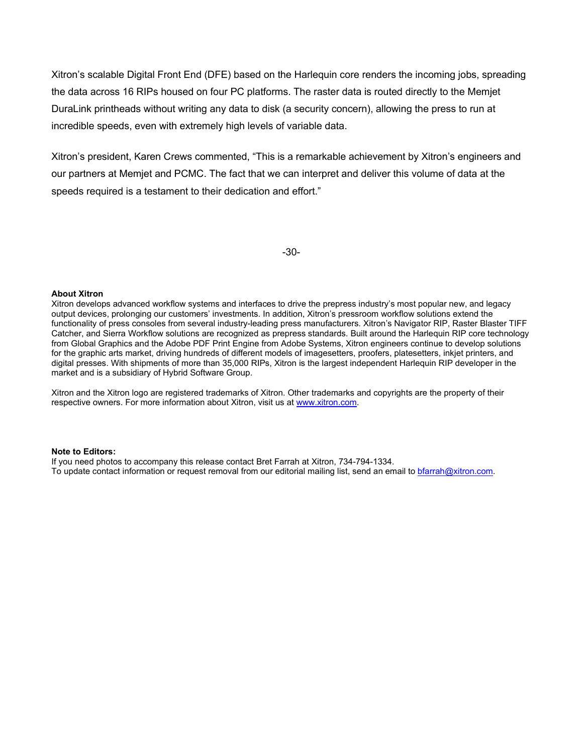Xitron's scalable Digital Front End (DFE) based on the Harlequin core renders the incoming jobs, spreading the data across 16 RIPs housed on four PC platforms. The raster data is routed directly to the Memjet DuraLink printheads without writing any data to disk (a security concern), allowing the press to run at incredible speeds, even with extremely high levels of variable data.

Xitron's president, Karen Crews commented, "This is a remarkable achievement by Xitron's engineers and our partners at Memjet and PCMC. The fact that we can interpret and deliver this volume of data at the speeds required is a testament to their dedication and effort."

-30-

**About Xitron**

Xitron develops advanced workflow systems and interfaces to drive the prepress industry's most popular new, and legacy output devices, prolonging our customers' investments. In addition, Xitron's pressroom workflow solutions extend the functionality of press consoles from several industry-leading press manufacturers. Xitron's Navigator RIP, Raster Blaster TIFF Catcher, and Sierra Workflow solutions are recognized as prepress standards. Built around the Harlequin RIP core technology from Global Graphics and the Adobe PDF Print Engine from Adobe Systems, Xitron engineers continue to develop solutions for the graphic arts market, driving hundreds of different models of imagesetters, proofers, platesetters, inkjet printers, and digital presses. With shipments of more than 35,000 RIPs, Xitron is the largest independent Harlequin RIP developer in the market and is a subsidiary of Hybrid Software Group.

Xitron and the Xitron logo are registered trademarks of Xitron. Other trademarks and copyrights are the property of their respective owners. For more information about Xitron, visit us at [www.xitron.com](http://www.xitron.com).

**Note to Editors:**

If you need photos to accompany this release contact Bret Farrah at Xitron, 734-794-1334.
To update contact information or request removal from our editorial mailing list, send an email to [bfarrah@xitron.com](mailto:bfarrah@xitron.com).